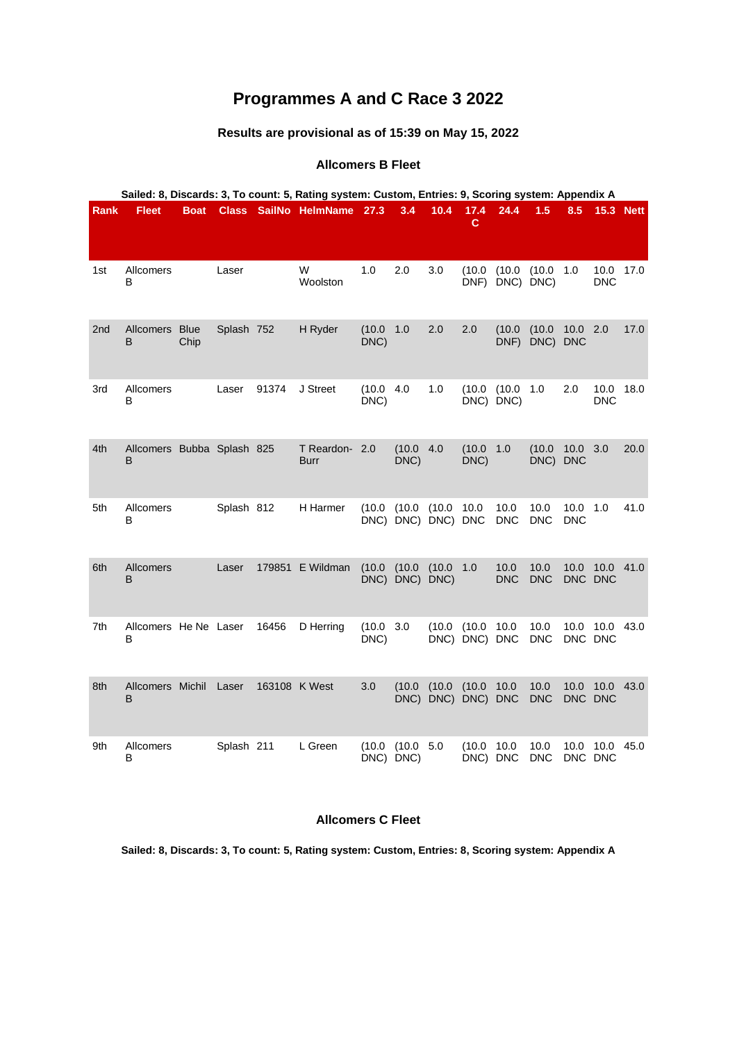# Programmes A and C Race 3 2022

### Results are provisional as of 15:39 on May 15, 2022

#### Allcomers B Fleet

**Sailed: 8, Discards: 3, To count: 5, Rating system: Custom, Entries: 9, Scoring system: Appendix A**

| Rank | Fleet | Boat | Class | SailNo | HelmName | 27.3 | 3.4 | 10.4 | 17.4 C | 24.4 | 1.5 | 8.5 | 15.3 | Nett |
|---|---|---|---|---|---|---|---|---|---|---|---|---|---|---|
| 1st | Allcomers B | | Laser | | W Woolston | 1.0 | 2.0 | 3.0 | (10.0 DNF) | (10.0 DNC) | (10.0 DNC) | 1.0 | 10.0 DNC | 17.0 |
| 2nd | Allcomers B | Blue Chip | Splash | 752 | H Ryder | (10.0 DNC) | 1.0 | 2.0 | 2.0 | (10.0 DNF) | (10.0 DNC) | 10.0 DNC | 2.0 | 17.0 |
| 3rd | Allcomers B | | Laser | 91374 | J Street | (10.0 DNC) | 4.0 | 1.0 | (10.0 DNC) | (10.0 DNC) | 1.0 | 2.0 | 10.0 DNC | 18.0 |
| 4th | Allcomers B | Bubba | Splash | 825 | T Reardon-Burr | 2.0 | (10.0 DNC) | 4.0 | (10.0 DNC) | 1.0 | (10.0 DNC) | 10.0 DNC | 3.0 | 20.0 |
| 5th | Allcomers B | | Splash | 812 | H Harmer | (10.0 DNC) | (10.0 DNC) | (10.0 DNC) | 10.0 DNC | 10.0 DNC | 10.0 DNC | 10.0 DNC | 1.0 | 41.0 |
| 6th | Allcomers B | | Laser | 179851 | E Wildman | (10.0 DNC) | (10.0 DNC) | (10.0 DNC) | 1.0 | 10.0 DNC | 10.0 DNC | 10.0 DNC | 10.0 DNC | 41.0 |
| 7th | Allcomers B | He Ne | Laser | 16456 | D Herring | (10.0 DNC) | 3.0 | (10.0 DNC) | (10.0 DNC) | 10.0 DNC | 10.0 DNC | 10.0 DNC | 10.0 DNC | 43.0 |
| 8th | Allcomers B | Michil | Laser | 163108 | K West | 3.0 | (10.0 DNC) | (10.0 DNC) | (10.0 DNC) | 10.0 DNC | 10.0 DNC | 10.0 DNC | 10.0 DNC | 43.0 |
| 9th | Allcomers B | | Splash | 211 | L Green | (10.0 DNC) | (10.0 DNC) | 5.0 | (10.0 DNC) | 10.0 DNC | 10.0 DNC | 10.0 DNC | 10.0 DNC | 45.0 |

#### Allcomers C Fleet

**Sailed: 8, Discards: 3, To count: 5, Rating system: Custom, Entries: 8, Scoring system: Appendix A**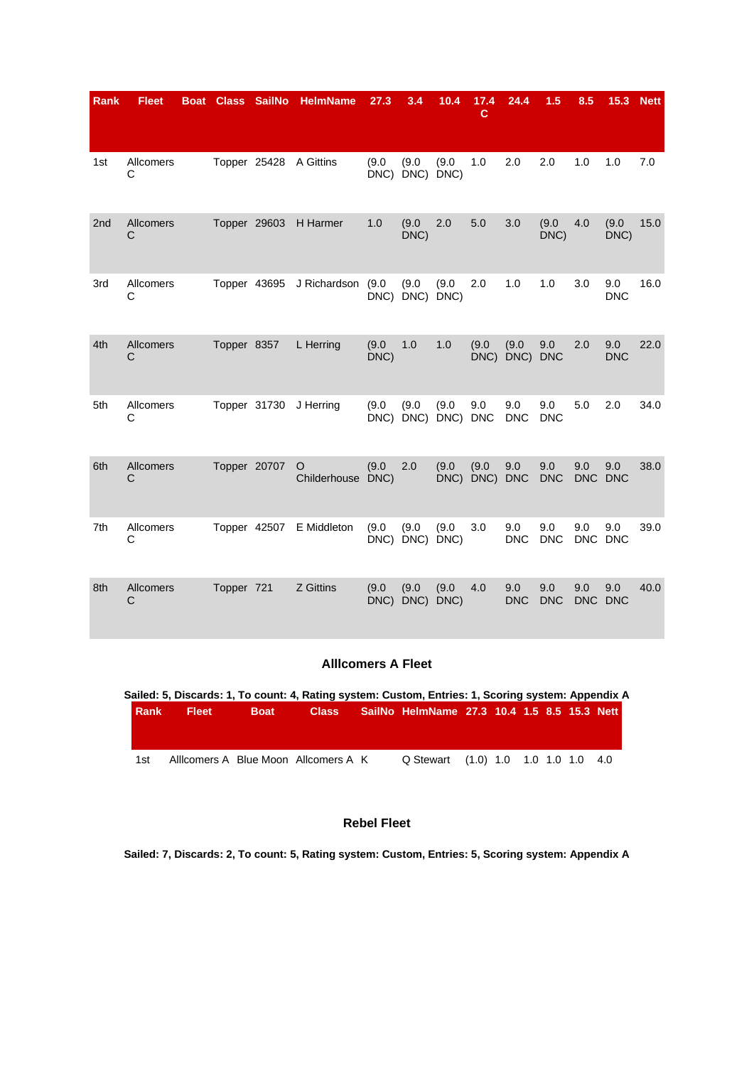| Rank | Fleet | Boat | Class | SailNo | HelmName | 27.3 | 3.4 | 10.4 | 17.4 C | 24.4 | 1.5 | 8.5 | 15.3 | Nett |
|---|---|---|---|---|---|---|---|---|---|---|---|---|---|---|
| 1st | Allcomers C | | Topper | 25428 | A Gittins | (9.0 DNC) | (9.0 DNC) | (9.0 DNC) | 1.0 | 2.0 | 2.0 | 1.0 | 1.0 | 7.0 |
| 2nd | Allcomers C | | Topper | 29603 | H Harmer | 1.0 | (9.0 DNC) | 2.0 | 5.0 | 3.0 | (9.0 DNC) | 4.0 | (9.0 DNC) | 15.0 |
| 3rd | Allcomers C | | Topper | 43695 | J Richardson | (9.0 DNC) | (9.0 DNC) | (9.0 DNC) | 2.0 | 1.0 | 1.0 | 3.0 | 9.0 DNC | 16.0 |
| 4th | Allcomers C | | Topper | 8357 | L Herring | (9.0 DNC) | 1.0 | 1.0 | (9.0 DNC) | (9.0 DNC) | 9.0 DNC | 2.0 | 9.0 DNC | 22.0 |
| 5th | Allcomers C | | Topper | 31730 | J Herring | (9.0 DNC) | (9.0 DNC) | (9.0 DNC) | 9.0 DNC | 9.0 DNC | 9.0 DNC | 5.0 | 2.0 | 34.0 |
| 6th | Allcomers C | | Topper | 20707 | O Childerhouse | (9.0 DNC) | 2.0 | (9.0 DNC) | (9.0 DNC) | 9.0 DNC | 9.0 DNC | 9.0 DNC | 9.0 DNC | 38.0 |
| 7th | Allcomers C | | Topper | 42507 | E Middleton | (9.0 DNC) | (9.0 DNC) | (9.0 DNC) | 3.0 | 9.0 DNC | 9.0 DNC | 9.0 DNC | 9.0 DNC | 39.0 |
| 8th | Allcomers C | | Topper | 721 | Z Gittins | (9.0 DNC) | (9.0 DNC) | (9.0 DNC) | 4.0 | 9.0 DNC | 9.0 DNC | 9.0 DNC | 9.0 DNC | 40.0 |

### Alllcomers A Fleet

**Sailed: 5, Discards: 1, To count: 4, Rating system: Custom, Entries: 1, Scoring system: Appendix A**

| Rank | Fleet | Boat | Class | SailNo | HelmName | 27.3 | 10.4 | 1.5 | 8.5 | 15.3 | Nett |
|---|---|---|---|---|---|---|---|---|---|---|---|
| 1st | Alllcomers A | Blue Moon | Allcomers A | K | Q Stewart | (1.0) | 1.0 | 1.0 | 1.0 | 1.0 | 4.0 |

### Rebel Fleet

**Sailed: 7, Discards: 2, To count: 5, Rating system: Custom, Entries: 5, Scoring system: Appendix A**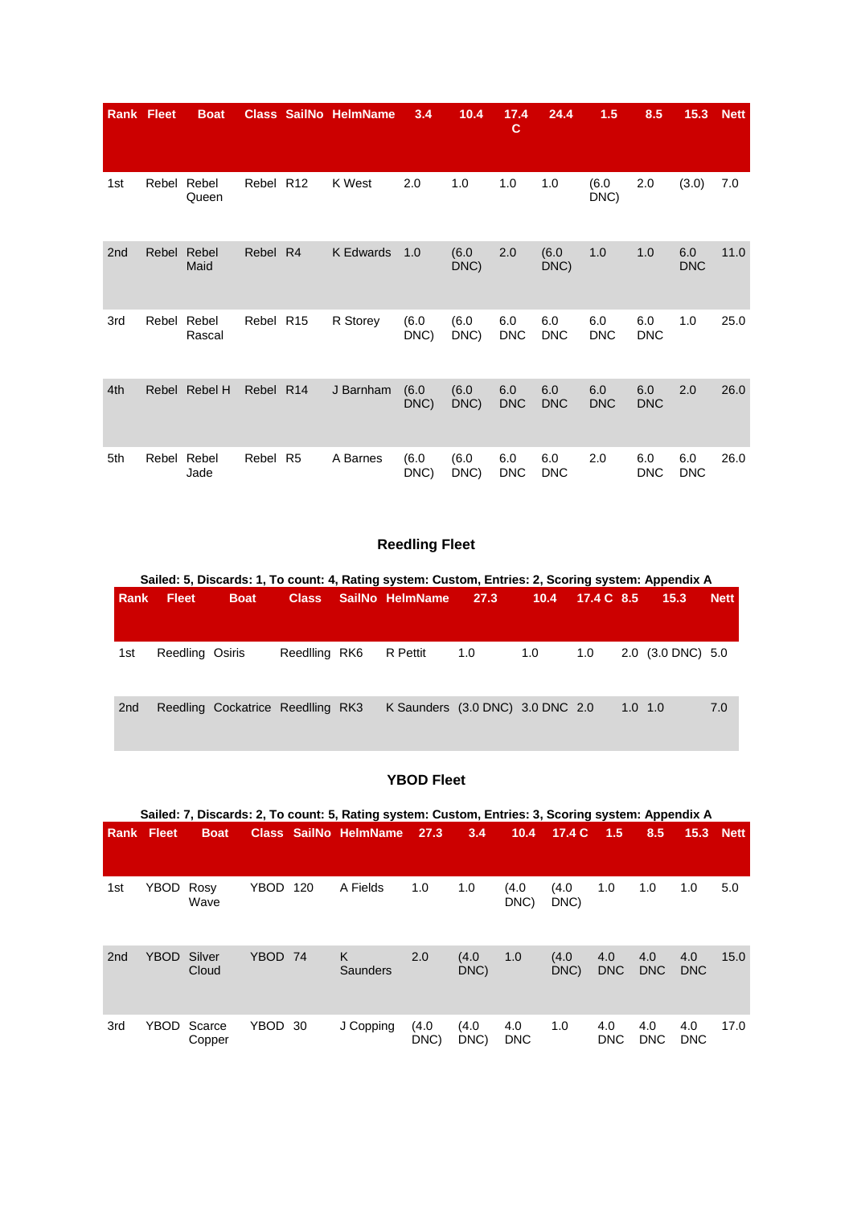| Rank | Fleet | Boat | Class | SailNo | HelmName | 3.4 | 10.4 | 17.4 C | 24.4 | 1.5 | 8.5 | 15.3 | Nett |
|---|---|---|---|---|---|---|---|---|---|---|---|---|---|
| 1st | Rebel | Rebel Queen | Rebel | R12 | K West | 2.0 | 1.0 | 1.0 | 1.0 | (6.0 DNC) | 2.0 | (3.0) | 7.0 |
| 2nd | Rebel | Rebel Maid | Rebel | R4 | K Edwards | 1.0 | (6.0 DNC) | 2.0 | (6.0 DNC) | 1.0 | 1.0 | 6.0 DNC | 11.0 |
| 3rd | Rebel | Rebel Rascal | Rebel | R15 | R Storey | (6.0 DNC) | (6.0 DNC) | 6.0 DNC | 6.0 DNC | 6.0 DNC | 6.0 DNC | 1.0 | 25.0 |
| 4th | Rebel | Rebel H | Rebel | R14 | J Barnham | (6.0 DNC) | (6.0 DNC) | 6.0 DNC | 6.0 DNC | 6.0 DNC | 6.0 DNC | 2.0 | 26.0 |
| 5th | Rebel | Rebel Jade | Rebel | R5 | A Barnes | (6.0 DNC) | (6.0 DNC) | 6.0 DNC | 6.0 DNC | 2.0 | 6.0 DNC | 6.0 DNC | 26.0 |

## Reedling Fleet

**Sailed: 5, Discards: 1, To count: 4, Rating system: Custom, Entries: 2, Scoring system: Appendix A**

| Rank | Fleet | Boat | Class | SailNo | HelmName | 27.3 | 10.4 | 17.4 C | 8.5 | 15.3 | Nett |
|---|---|---|---|---|---|---|---|---|---|---|---|
| 1st | Reedling | Osiris | Reedlling | RK6 | R Pettit | 1.0 | 1.0 | 1.0 | 2.0 | (3.0 DNC) | 5.0 |
| 2nd | Reedling | Cockatrice | Reedlling | RK3 | K Saunders | (3.0 DNC) | 3.0 DNC | 2.0 | 1.0 | 1.0 | 7.0 |

## YBOD Fleet

**Sailed: 7, Discards: 2, To count: 5, Rating system: Custom, Entries: 3, Scoring system: Appendix A**

| Rank | Fleet | Boat | Class | SailNo | HelmName | 27.3 | 3.4 | 10.4 | 17.4 C | 1.5 | 8.5 | 15.3 | Nett |
|---|---|---|---|---|---|---|---|---|---|---|---|---|---|
| 1st | YBOD | Rosy Wave | YBOD | 120 | A Fields | 1.0 | 1.0 | (4.0 DNC) | (4.0 DNC) | 1.0 | 1.0 | 1.0 | 5.0 |
| 2nd | YBOD | Silver Cloud | YBOD | 74 | K Saunders | 2.0 | (4.0 DNC) | 1.0 | (4.0 DNC) | 4.0 DNC | 4.0 DNC | 4.0 DNC | 15.0 |
| 3rd | YBOD | Scarce Copper | YBOD | 30 | J Copping | (4.0 DNC) | (4.0 DNC) | 4.0 DNC | 1.0 | 4.0 DNC | 4.0 DNC | 4.0 DNC | 17.0 |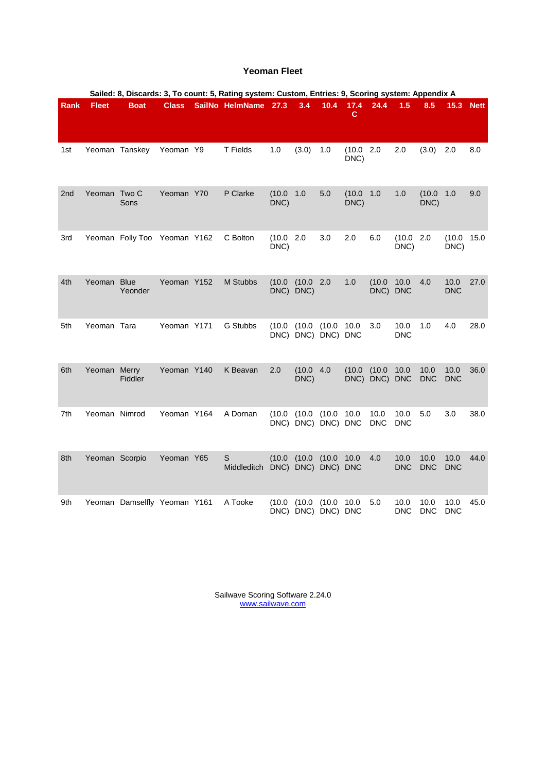### Yeoman Fleet

**Sailed: 8, Discards: 3, To count: 5, Rating system: Custom, Entries: 9, Scoring system: Appendix A**

| Rank | Fleet | Boat | Class | SailNo | HelmName | 27.3 | 3.4 | 10.4 | 17.4 C | 24.4 | 1.5 | 8.5 | 15.3 | Nett |
|---|---|---|---|---|---|---|---|---|---|---|---|---|---|---|
| 1st | Yeoman | Tanskey | Yeoman | Y9 | T Fields | 1.0 | (3.0) | 1.0 | (10.0 DNC) | 2.0 | 2.0 | (3.0) | 2.0 | 8.0 |
| 2nd | Yeoman | Two C Sons | Yeoman | Y70 | P Clarke | (10.0 DNC) | 1.0 | 5.0 | (10.0 DNC) | 1.0 | 1.0 | (10.0 DNC) | 1.0 | 9.0 |
| 3rd | Yeoman | Folly Too | Yeoman | Y162 | C Bolton | (10.0 DNC) | 2.0 | 3.0 | 2.0 | 6.0 | (10.0 DNC) | 2.0 | (10.0 DNC) | 15.0 |
| 4th | Yeoman | Blue Yeonder | Yeoman | Y152 | M Stubbs | (10.0 DNC) | (10.0 DNC) | 2.0 | 1.0 | (10.0 DNC) | 10.0 DNC | 4.0 | 10.0 DNC | 27.0 |
| 5th | Yeoman | Tara | Yeoman | Y171 | G Stubbs | (10.0 DNC) | (10.0 DNC) | (10.0 DNC) | 10.0 DNC | 3.0 | 10.0 DNC | 1.0 | 4.0 | 28.0 |
| 6th | Yeoman | Merry Fiddler | Yeoman | Y140 | K Beavan | 2.0 | (10.0 DNC) | 4.0 | (10.0 DNC) | (10.0 DNC) | 10.0 DNC | 10.0 DNC | 10.0 DNC | 36.0 |
| 7th | Yeoman | Nimrod | Yeoman | Y164 | A Dornan | (10.0 DNC) | (10.0 DNC) | (10.0 DNC) | 10.0 DNC | 10.0 DNC | 10.0 DNC | 5.0 | 3.0 | 38.0 |
| 8th | Yeoman | Scorpio | Yeoman | Y65 | S Middleditch | (10.0 DNC) | (10.0 DNC) | (10.0 DNC) | 10.0 DNC | 4.0 | 10.0 DNC | 10.0 DNC | 10.0 DNC | 44.0 |
| 9th | Yeoman | Damselfly | Yeoman | Y161 | A Tooke | (10.0 DNC) | (10.0 DNC) | (10.0 DNC) | 10.0 DNC | 5.0 | 10.0 DNC | 10.0 DNC | 10.0 DNC | 45.0 |

Sailwave Scoring Software 2.24.0
www.sailwave.com